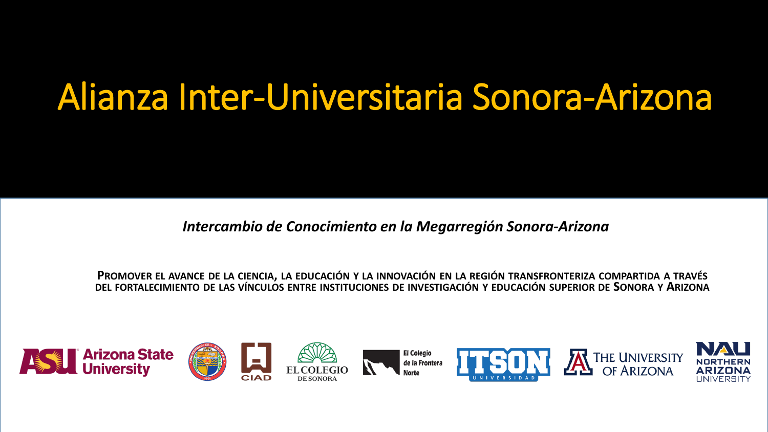# Alianza Inter-Universitaria Sonora-Arizona

*Intercambio de Conocimiento en la Megarregión Sonora-Arizona*

PROMOVER EL AVANCE DE LA CIENCIA, LA EDUCACIÓN Y LA INNOVACIÓN EN LA REGIÓN TRANSFRONTERIZA COMPARTIDA A TRAVÉS DEL FORTALECIMIENTO DE LAS VÍNCULOS ENTRE INSTITUCIONES DE INVESTIGACIÓN Y EDUCACIÓN SUPERIOR DE SONORA Y ARIZONA

ASU Arizona State University · CIAD · El Colegio de Sonora · El Colegio de la Frontera Norte · ITSON Universidad · The University of Arizona · NAU Northern Arizona University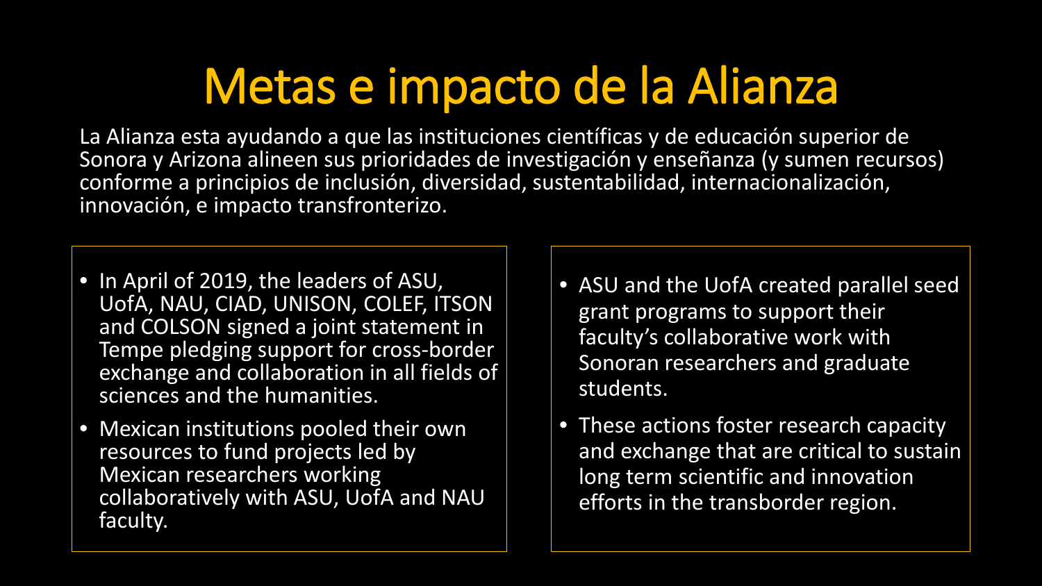# Metas e impacto de la Alianza

La Alianza esta ayudando a que las instituciones científicas y de educación superior de Sonora y Arizona alineen sus prioridades de investigación y enseñanza (y sumen recursos) conforme a principios de inclusión, diversidad, sustentabilidad, internacionalización, innovación, e impacto transfronterizo.

- In April of 2019, the leaders of ASU, UofA, NAU, CIAD, UNISON, COLEF, ITSON and COLSON signed a joint statement in Tempe pledging support for cross-border exchange and collaboration in all fields of sciences and the humanities.
- Mexican institutions pooled their own resources to fund projects led by Mexican researchers working collaboratively with ASU, UofA and NAU faculty.

- ASU and the UofA created parallel seed grant programs to support their faculty's collaborative work with Sonoran researchers and graduate students.
- These actions foster research capacity and exchange that are critical to sustain long term scientific and innovation efforts in the transborder region.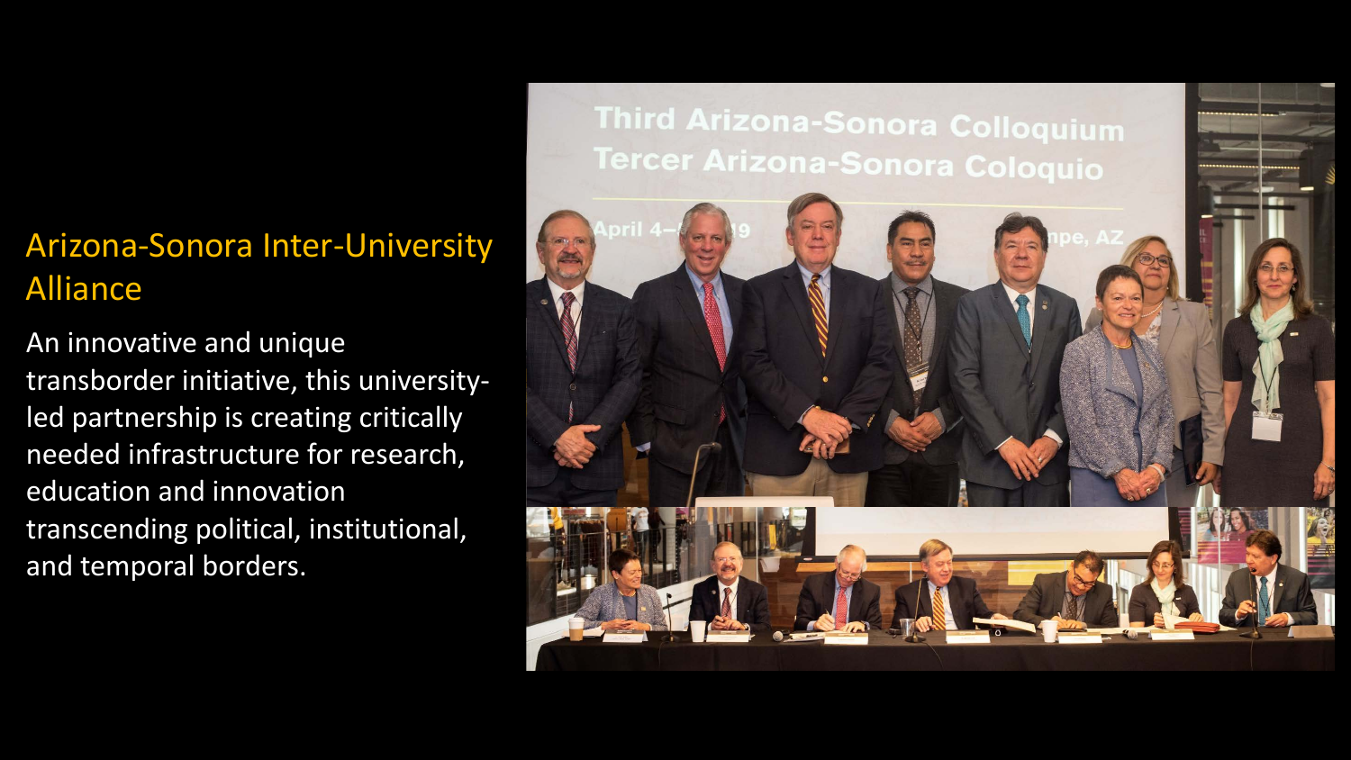## Arizona-Sonora Inter-University Alliance

An innovative and unique transborder initiative, this university-led partnership is creating critically needed infrastructure for research, education and innovation transcending political, institutional, and temporal borders.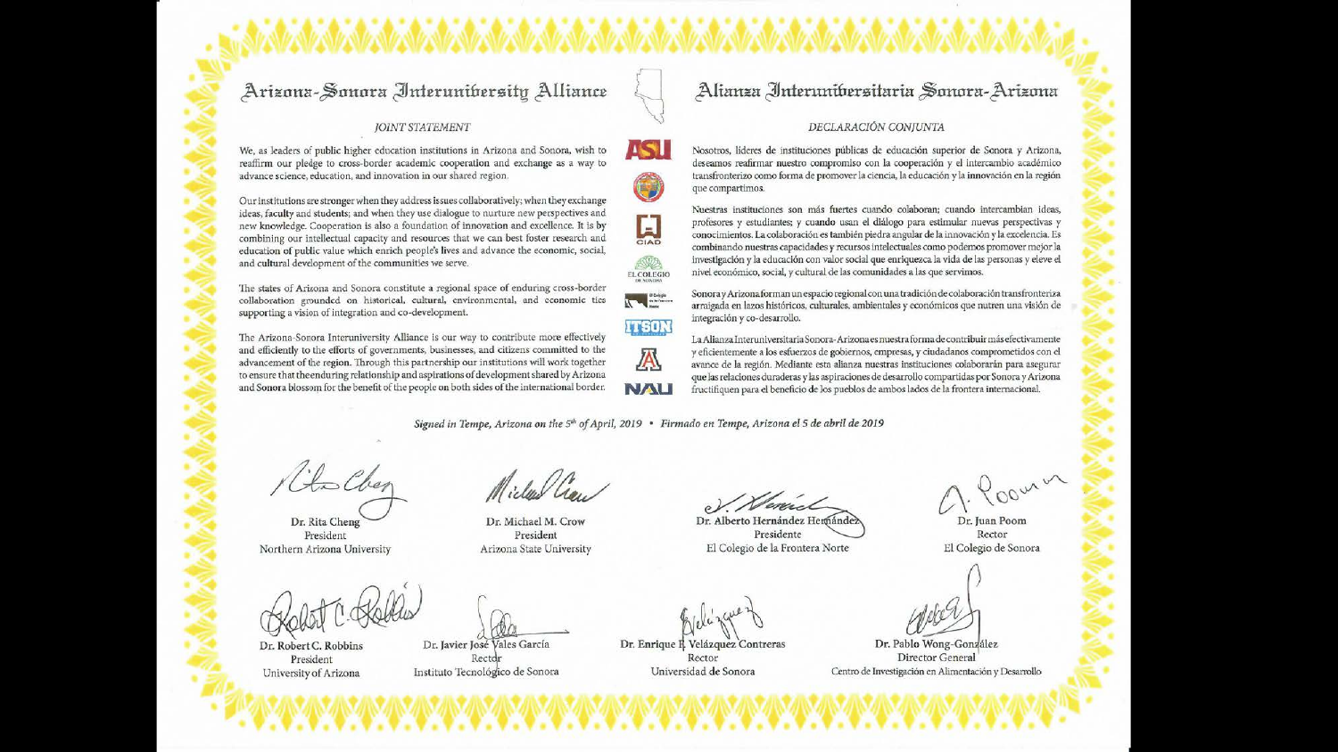# Arizona-Sonora Interuniversity Alliance

## JOINT STATEMENT

We, as leaders of public higher education institutions in Arizona and Sonora, wish to reaffirm our pledge to cross-border academic cooperation and exchange as a way to advance science, education, and innovation in our shared region.

Our institutions are stronger when they address issues collaboratively; when they exchange ideas, faculty and students; and when they use dialogue to nurture new perspectives and new knowledge. Cooperation is also a foundation of innovation and excellence. It is by combining our intellectual capacity and resources that we can best foster research and education of public value which enrich people's lives and advance the economic, social, and cultural development of the communities we serve.

The states of Arizona and Sonora constitute a regional space of enduring cross-border collaboration grounded on historical, cultural, environmental, and economic ties supporting a vision of integration and co-development.

The Arizona-Sonora Interuniversity Alliance is our way to contribute more effectively and efficiently to the efforts of governments, businesses, and citizens committed to the advancement of the region. Through this partnership our institutions will work together to ensure that the enduring relationship and aspirations of development shared by Arizona and Sonora blossom for the benefit of the people on both sides of the international border.

# Alianza Interuniversitaria Sonora-Arizona

## DECLARACIÓN CONJUNTA

Nosotros, líderes de instituciones públicas de educación superior de Sonora y Arizona, deseamos reafirmar nuestro compromiso con la cooperación y el intercambio académico transfronterizo como forma de promover la ciencia, la educación y la innovación en la región que compartimos.

Nuestras instituciones son más fuertes cuando colaboran; cuando intercambian ideas, profesores y estudiantes; y cuando usan el diálogo para estimular nuevas perspectivas y conocimientos. La colaboración es también piedra angular de la innovación y la excelencia. Es combinando nuestras capacidades y recursos intelectuales como podemos promover mejor la investigación y la educación con valor social que enriquezca la vida de las personas y eleve el nivel económico, social, y cultural de las comunidades a las que servimos.

Sonora y Arizona forman un espacio regional con una tradición de colaboración transfronteriza arraigada en lazos históricos, culturales, ambientales y económicos que nutren una visión de integración y co-desarrollo.

La Alianza Interuniversitaria Sonora-Arizona es nuestra forma de contribuir más efectivamente y eficientemente a los esfuerzos de gobiernos, empresas, y ciudadanos comprometidos con el avance de la región. Mediante esta alianza nuestras instituciones colaborarán para asegurar que las relaciones duraderas y las aspiraciones de desarrollo compartidas por Sonora y Arizona fructifiquen para el beneficio de los pueblos de ambos lados de la frontera internacional.

*Signed in Tempe, Arizona on the 5th of April, 2019 • Firmado en Tempe, Arizona el 5 de abril de 2019*

Dr. Rita Cheng
President
Northern Arizona University

Dr. Michael M. Crow
President
Arizona State University

Dr. Alberto Hernández Hernández
Presidente
El Colegio de la Frontera Norte

Dr. Juan Poom
Rector
El Colegio de Sonora

Dr. Robert C. Robbins
President
University of Arizona

Dr. Javier José Vales García
Rector
Instituto Tecnológico de Sonora

Dr. Enrique F. Velázquez Contreras
Rector
Universidad de Sonora

Dr. Pablo Wong-González
Director General
Centro de Investigación en Alimentación y Desarrollo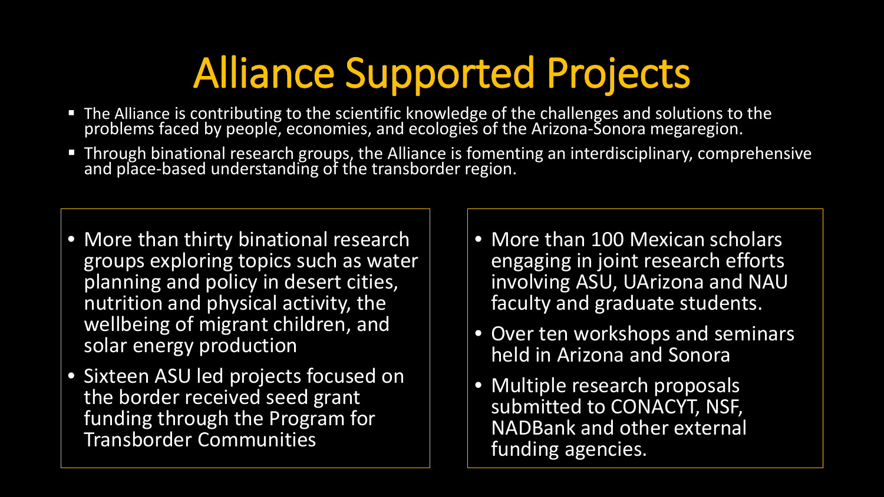# Alliance Supported Projects

- The Alliance is contributing to the scientific knowledge of the challenges and solutions to the problems faced by people, economies, and ecologies of the Arizona-Sonora megaregion.
- Through binational research groups, the Alliance is fomenting an interdisciplinary, comprehensive and place-based understanding of the transborder region.

- More than thirty binational research groups exploring topics such as water planning and policy in desert cities, nutrition and physical activity, the wellbeing of migrant children, and solar energy production
- Sixteen ASU led projects focused on the border received seed grant funding through the Program for Transborder Communities

- More than 100 Mexican scholars engaging in joint research efforts involving ASU, UArizona and NAU faculty and graduate students.
- Over ten workshops and seminars held in Arizona and Sonora
- Multiple research proposals submitted to CONACYT, NSF, NADBank and other external funding agencies.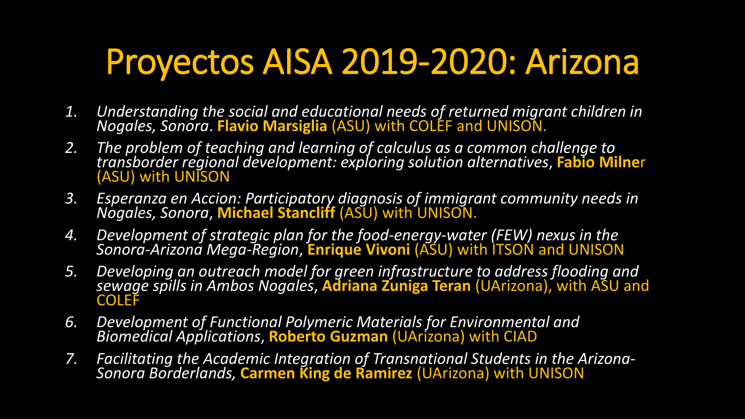# Proyectos AISA 2019-2020: Arizona

1. *Understanding the social and educational needs of returned migrant children in Nogales, Sonora*. **Flavio Marsiglia** (ASU) with COLEF and UNISON.
2. *The problem of teaching and learning of calculus as a common challenge to transborder regional development: exploring solution alternatives*, **Fabio Milne**r (ASU) with UNISON
3. *Esperanza en Accion: Participatory diagnosis of immigrant community needs in Nogales, Sonora*, **Michael Stancliff** (ASU) with UNISON.
4. *Development of strategic plan for the food-energy-water (FEW) nexus in the Sonora-Arizona Mega-Region*, **Enrique Vivoni** (ASU) with ITSON and UNISON
5. *Developing an outreach model for green infrastructure to address flooding and sewage spills in Ambos Nogales*, **Adriana Zuniga Teran** (UArizona), with ASU and COLEF
6. *Development of Functional Polymeric Materials for Environmental and Biomedical Applications*, **Roberto Guzman** (UArizona) with CIAD
7. *Facilitating the Academic Integration of Transnational Students in the Arizona-Sonora Borderlands,* **Carmen King de Ramirez** (UArizona) with UNISON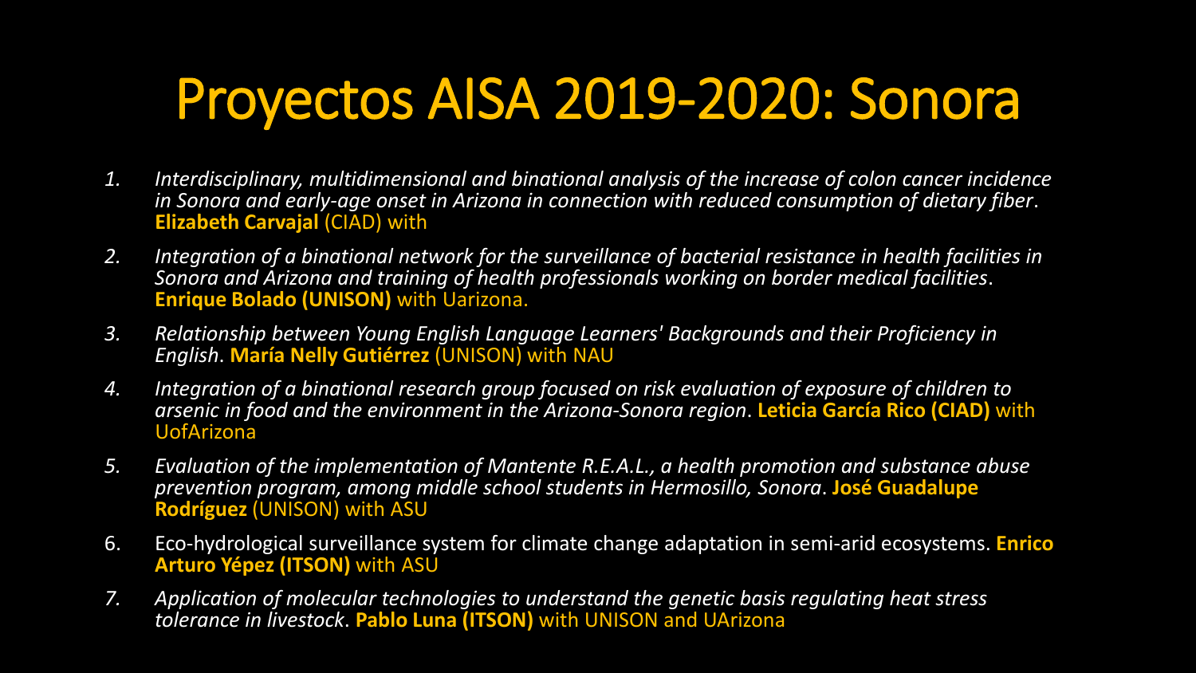# Proyectos AISA 2019-2020: Sonora

1. *Interdisciplinary, multidimensional and binational analysis of the increase of colon cancer incidence in Sonora and early-age onset in Arizona in connection with reduced consumption of dietary fiber*. **Elizabeth Carvajal** (CIAD) with
2. *Integration of a binational network for the surveillance of bacterial resistance in health facilities in Sonora and Arizona and training of health professionals working on border medical facilities*. **Enrique Bolado (UNISON)** with Uarizona.
3. *Relationship between Young English Language Learners' Backgrounds and their Proficiency in English*. **María Nelly Gutiérrez** (UNISON) with NAU
4. *Integration of a binational research group focused on risk evaluation of exposure of children to arsenic in food and the environment in the Arizona-Sonora region*. **Leticia García Rico (CIAD)** with UofArizona
5. *Evaluation of the implementation of Mantente R.E.A.L., a health promotion and substance abuse prevention program, among middle school students in Hermosillo, Sonora*. **José Guadalupe Rodríguez** (UNISON) with ASU
6. Eco-hydrological surveillance system for climate change adaptation in semi-arid ecosystems. **Enrico Arturo Yépez (ITSON)** with ASU
7. *Application of molecular technologies to understand the genetic basis regulating heat stress tolerance in livestock*. **Pablo Luna (ITSON)** with UNISON and UArizona